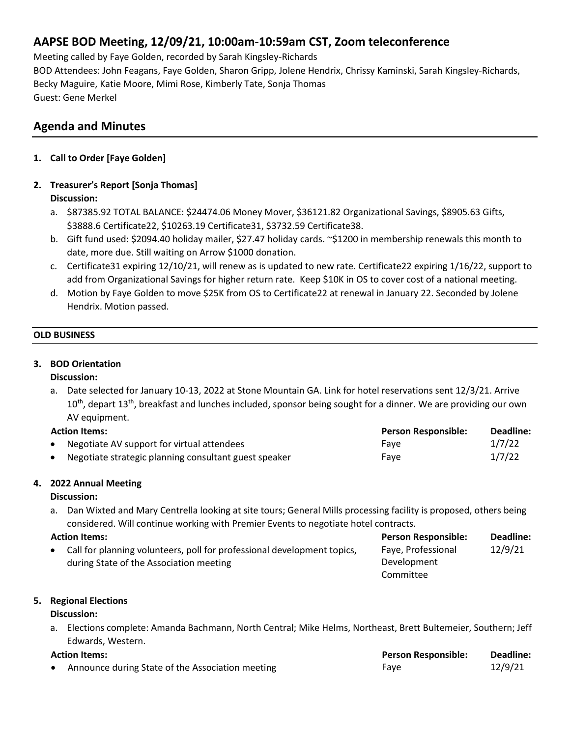# AAPSE BOD Meeting, 12/09/21, 10:00am-10:59am CST, Zoom teleconference

Meeting called by Faye Golden, recorded by Sarah Kingsley-Richards

BOD Attendees: John Feagans, Faye Golden, Sharon Gripp, Jolene Hendrix, Chrissy Kaminski, Sarah Kingsley-Richards, Becky Maguire, Katie Moore, Mimi Rose, Kimberly Tate, Sonja Thomas

Guest: Gene Merkel

## Agenda and Minutes

1. **Call to Order [Faye Golden]**

2. **Treasurer's Report [Sonja Thomas]**

   **Discussion:**

   a. \$87385.92 TOTAL BALANCE: \$24474.06 Money Mover, \$36121.82 Organizational Savings, \$8905.63 Gifts, \$3888.6 Certificate22, \$10263.19 Certificate31, \$3732.59 Certificate38.

   b. Gift fund used: \$2094.40 holiday mailer, \$27.47 holiday cards. ~\$1200 in membership renewals this month to date, more due. Still waiting on Arrow \$1000 donation.

   c. Certificate31 expiring 12/10/21, will renew as is updated to new rate. Certificate22 expiring 1/16/22, support to add from Organizational Savings for higher return rate. Keep \$10K in OS to cover cost of a national meeting.

   d. Motion by Faye Golden to move \$25K from OS to Certificate22 at renewal in January 22. Seconded by Jolene Hendrix. Motion passed.

**OLD BUSINESS**

3. **BOD Orientation**

   **Discussion:**

   a. Date selected for January 10-13, 2022 at Stone Mountain GA. Link for hotel reservations sent 12/3/21. Arrive 10th, depart 13th, breakfast and lunches included, sponsor being sought for a dinner. We are providing our own AV equipment.

| Action Items: | Person Responsible: | Deadline: |
|---|---|---|
| • Negotiate AV support for virtual attendees | Faye | 1/7/22 |
| • Negotiate strategic planning consultant guest speaker | Faye | 1/7/22 |

4. **2022 Annual Meeting**

   **Discussion:**

   a. Dan Wixted and Mary Centrella looking at site tours; General Mills processing facility is proposed, others being considered. Will continue working with Premier Events to negotiate hotel contracts.

| Action Items: | Person Responsible: | Deadline: |
|---|---|---|
| • Call for planning volunteers, poll for professional development topics, during State of the Association meeting | Faye, Professional Development Committee | 12/9/21 |

5. **Regional Elections**

   **Discussion:**

   a. Elections complete: Amanda Bachmann, North Central; Mike Helms, Northeast, Brett Bultemeier, Southern; Jeff Edwards, Western.

| Action Items: | Person Responsible: | Deadline: |
|---|---|---|
| • Announce during State of the Association meeting | Faye | 12/9/21 |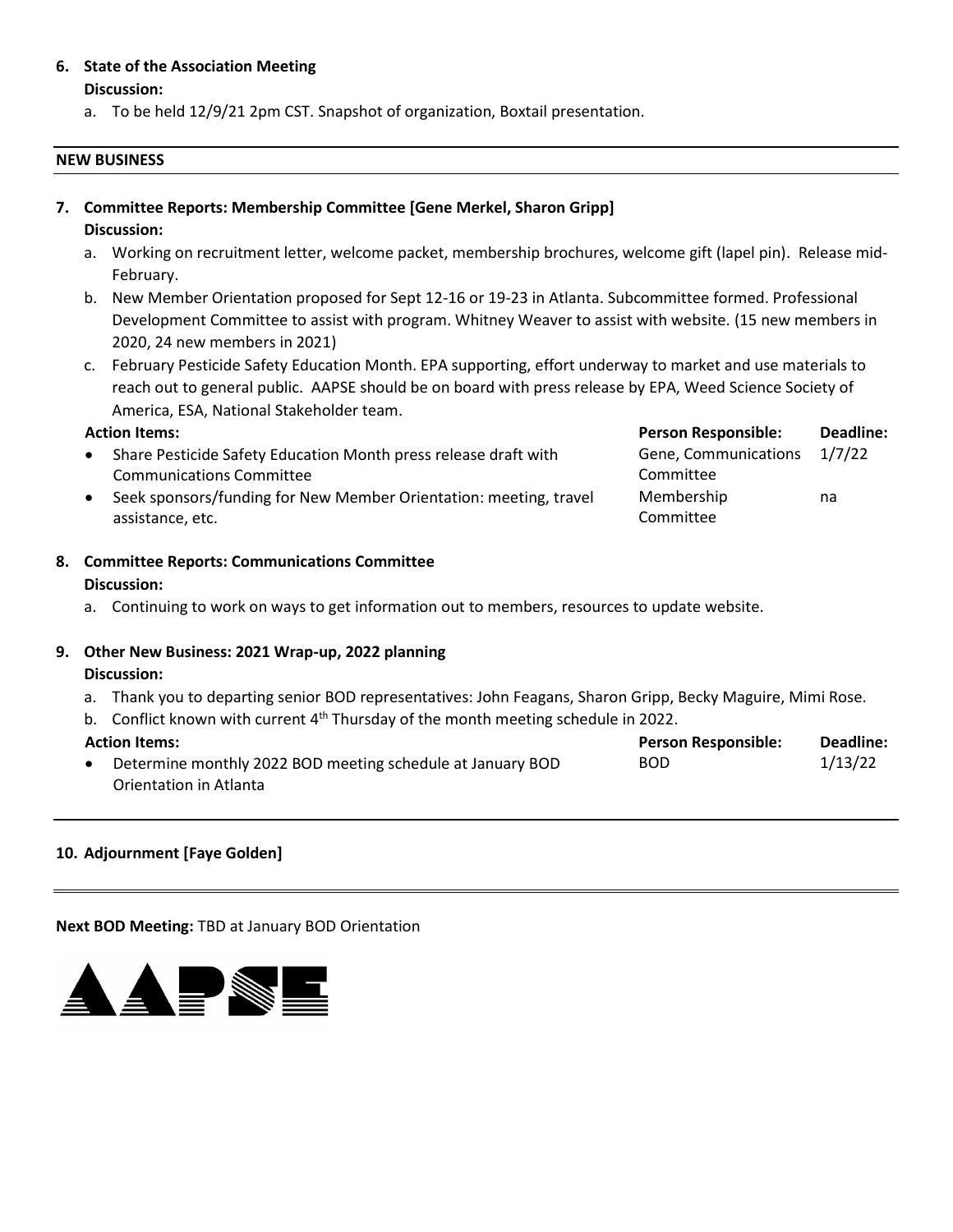**6. State of the Association Meeting**

**Discussion:**

a. To be held 12/9/21 2pm CST. Snapshot of organization, Boxtail presentation.

---

**NEW BUSINESS**

---

**7. Committee Reports: Membership Committee [Gene Merkel, Sharon Gripp]**

**Discussion:**

a. Working on recruitment letter, welcome packet, membership brochures, welcome gift (lapel pin). Release mid-February.
b. New Member Orientation proposed for Sept 12-16 or 19-23 in Atlanta. Subcommittee formed. Professional Development Committee to assist with program. Whitney Weaver to assist with website. (15 new members in 2020, 24 new members in 2021)
c. February Pesticide Safety Education Month. EPA supporting, effort underway to market and use materials to reach out to general public. AAPSE should be on board with press release by EPA, Weed Science Society of America, ESA, National Stakeholder team.

| Action Items: | Person Responsible: | Deadline: |
|---|---|---|
| • Share Pesticide Safety Education Month press release draft with Communications Committee | Gene, Communications Committee | 1/7/22 |
| • Seek sponsors/funding for New Member Orientation: meeting, travel assistance, etc. | Membership Committee | na |

**8. Committee Reports: Communications Committee**

**Discussion:**

a. Continuing to work on ways to get information out to members, resources to update website.

**9. Other New Business: 2021 Wrap-up, 2022 planning**

**Discussion:**

a. Thank you to departing senior BOD representatives: John Feagans, Sharon Gripp, Becky Maguire, Mimi Rose.
b. Conflict known with current 4th Thursday of the month meeting schedule in 2022.

| Action Items: | Person Responsible: | Deadline: |
|---|---|---|
| • Determine monthly 2022 BOD meeting schedule at January BOD Orientation in Atlanta | BOD | 1/13/22 |

---

**10. Adjournment [Faye Golden]**

---

**Next BOD Meeting:** TBD at January BOD Orientation

AAPSE